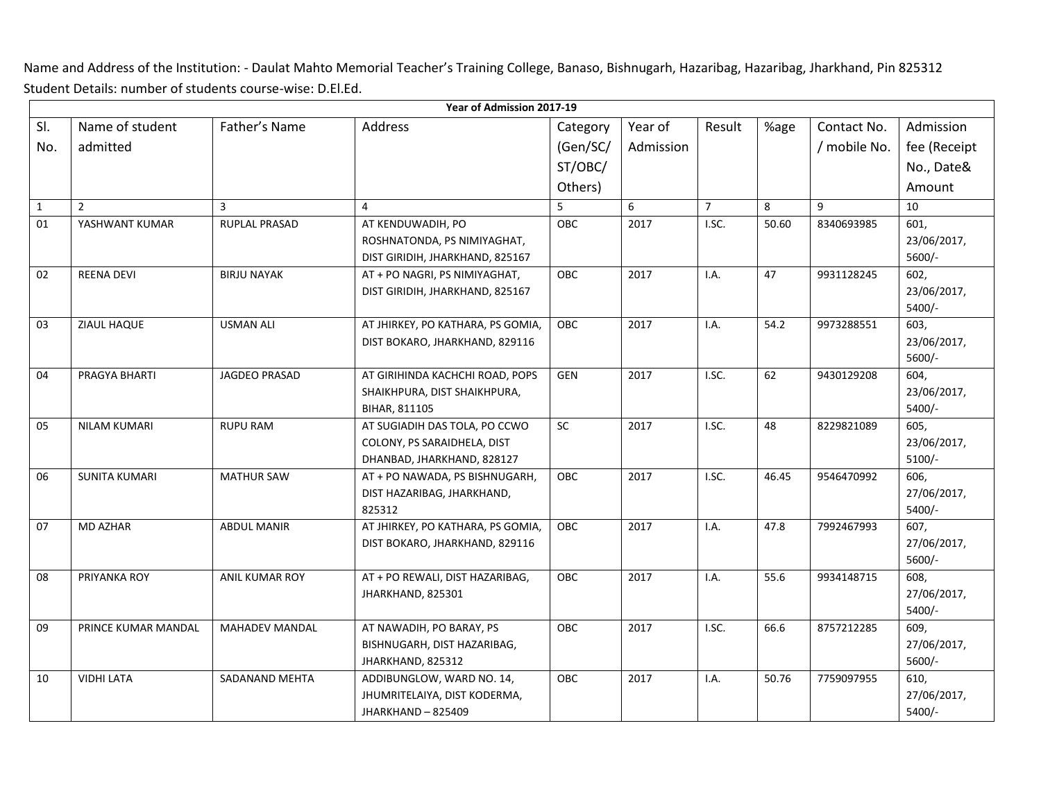Name and Address of the Institution: - Daulat Mahto Memorial Teacher's Training College, Banaso, Bishnugarh, Hazaribag, Hazaribag, Jharkhand, Pin 825312

Student Details: number of students course-wise: D.El.Ed.

| Year of Admission 2017-19 | | | | | | | | | |
|---|---|---|---|---|---|---|---|---|---|
| Sl. No. | Name of student admitted | Father's Name | Address | Category (Gen/SC/ ST/OBC/ Others) | Year of Admission | Result | %age | Contact No. / mobile No. | Admission fee (Receipt No., Date& Amount |
| 1 | 2 | 3 | 4 | 5 | 6 | 7 | 8 | 9 | 10 |
| 01 | YASHWANT KUMAR | RUPLAL PRASAD | AT KENDUWADIH, PO ROSHNATONDA, PS NIMIYAGHAT, DIST GIRIDIH, JHARKHAND, 825167 | OBC | 2017 | I.SC. | 50.60 | 8340693985 | 601, 23/06/2017, 5600/- |
| 02 | REENA DEVI | BIRJU NAYAK | AT + PO NAGRI, PS NIMIYAGHAT, DIST GIRIDIH, JHARKHAND, 825167 | OBC | 2017 | I.A. | 47 | 9931128245 | 602, 23/06/2017, 5400/- |
| 03 | ZIAUL HAQUE | USMAN ALI | AT JHIRKEY, PO KATHARA, PS GOMIA, DIST BOKARO, JHARKHAND, 829116 | OBC | 2017 | I.A. | 54.2 | 9973288551 | 603, 23/06/2017, 5600/- |
| 04 | PRAGYA BHARTI | JAGDEO PRASAD | AT GIRIHINDA KACHCHI ROAD, POPS SHAIKHPURA, DIST SHAIKHPURA, BIHAR, 811105 | GEN | 2017 | I.SC. | 62 | 9430129208 | 604, 23/06/2017, 5400/- |
| 05 | NILAM KUMARI | RUPU RAM | AT SUGIADIH DAS TOLA, PO CCWO COLONY, PS SARAIDHELA, DIST DHANBAD, JHARKHAND, 828127 | SC | 2017 | I.SC. | 48 | 8229821089 | 605, 23/06/2017, 5100/- |
| 06 | SUNITA KUMARI | MATHUR SAW | AT + PO NAWADA, PS BISHNUGARH, DIST HAZARIBAG, JHARKHAND, 825312 | OBC | 2017 | I.SC. | 46.45 | 9546470992 | 606, 27/06/2017, 5400/- |
| 07 | MD AZHAR | ABDUL MANIR | AT JHIRKEY, PO KATHARA, PS GOMIA, DIST BOKARO, JHARKHAND, 829116 | OBC | 2017 | I.A. | 47.8 | 7992467993 | 607, 27/06/2017, 5600/- |
| 08 | PRIYANKA ROY | ANIL KUMAR ROY | AT + PO REWALI, DIST HAZARIBAG, JHARKHAND, 825301 | OBC | 2017 | I.A. | 55.6 | 9934148715 | 608, 27/06/2017, 5400/- |
| 09 | PRINCE KUMAR MANDAL | MAHADEV MANDAL | AT NAWADIH, PO BARAY, PS BISHNUGARH, DIST HAZARIBAG, JHARKHAND, 825312 | OBC | 2017 | I.SC. | 66.6 | 8757212285 | 609, 27/06/2017, 5600/- |
| 10 | VIDHI LATA | SADANAND MEHTA | ADDIBUNGLOW, WARD NO. 14, JHUMRITELAIYA, DIST KODERMA, JHARKHAND – 825409 | OBC | 2017 | I.A. | 50.76 | 7759097955 | 610, 27/06/2017, 5400/- |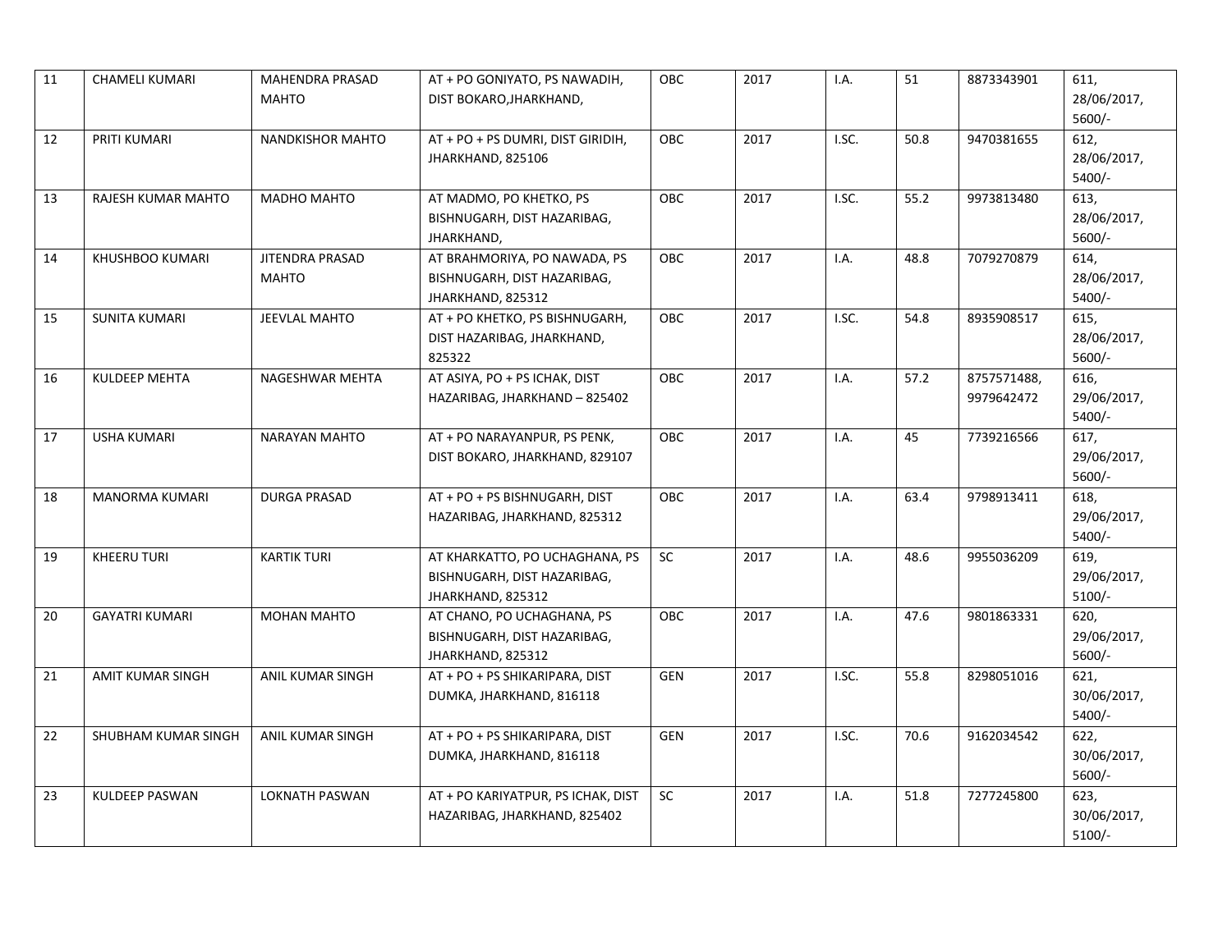| 11 | CHAMELI KUMARI | MAHENDRA PRASAD MAHTO | AT + PO GONIYATO, PS NAWADIH, DIST BOKARO,JHARKHAND, | OBC | 2017 | I.A. | 51 | 8873343901 | 611, 28/06/2017, 5600/- |
|---|---|---|---|---|---|---|---|---|---|
| 12 | PRITI KUMARI | NANDKISHOR MAHTO | AT + PO + PS DUMRI, DIST GIRIDIH, JHARKHAND, 825106 | OBC | 2017 | I.SC. | 50.8 | 9470381655 | 612, 28/06/2017, 5400/- |
| 13 | RAJESH KUMAR MAHTO | MADHO MAHTO | AT MADMO, PO KHETKO, PS BISHNUGARH, DIST HAZARIBAG, JHARKHAND, | OBC | 2017 | I.SC. | 55.2 | 9973813480 | 613, 28/06/2017, 5600/- |
| 14 | KHUSHBOO KUMARI | JITENDRA PRASAD MAHTO | AT BRAHMORIYA, PO NAWADA, PS BISHNUGARH, DIST HAZARIBAG, JHARKHAND, 825312 | OBC | 2017 | I.A. | 48.8 | 7079270879 | 614, 28/06/2017, 5400/- |
| 15 | SUNITA KUMARI | JEEVLAL MAHTO | AT + PO KHETKO, PS BISHNUGARH, DIST HAZARIBAG, JHARKHAND, 825322 | OBC | 2017 | I.SC. | 54.8 | 8935908517 | 615, 28/06/2017, 5600/- |
| 16 | KULDEEP MEHTA | NAGESHWAR MEHTA | AT ASIYA, PO + PS ICHAK, DIST HAZARIBAG, JHARKHAND – 825402 | OBC | 2017 | I.A. | 57.2 | 8757571488, 9979642472 | 616, 29/06/2017, 5400/- |
| 17 | USHA KUMARI | NARAYAN MAHTO | AT + PO NARAYANPUR, PS PENK, DIST BOKARO, JHARKHAND, 829107 | OBC | 2017 | I.A. | 45 | 7739216566 | 617, 29/06/2017, 5600/- |
| 18 | MANORMA KUMARI | DURGA PRASAD | AT + PO + PS BISHNUGARH, DIST HAZARIBAG, JHARKHAND, 825312 | OBC | 2017 | I.A. | 63.4 | 9798913411 | 618, 29/06/2017, 5400/- |
| 19 | KHEERU TURI | KARTIK TURI | AT KHARKATTO, PO UCHAGHANA, PS BISHNUGARH, DIST HAZARIBAG, JHARKHAND, 825312 | SC | 2017 | I.A. | 48.6 | 9955036209 | 619, 29/06/2017, 5100/- |
| 20 | GAYATRI KUMARI | MOHAN MAHTO | AT CHANO, PO UCHAGHANA, PS BISHNUGARH, DIST HAZARIBAG, JHARKHAND, 825312 | OBC | 2017 | I.A. | 47.6 | 9801863331 | 620, 29/06/2017, 5600/- |
| 21 | AMIT KUMAR SINGH | ANIL KUMAR SINGH | AT + PO + PS SHIKARIPARA, DIST DUMKA, JHARKHAND, 816118 | GEN | 2017 | I.SC. | 55.8 | 8298051016 | 621, 30/06/2017, 5400/- |
| 22 | SHUBHAM KUMAR SINGH | ANIL KUMAR SINGH | AT + PO + PS SHIKARIPARA, DIST DUMKA, JHARKHAND, 816118 | GEN | 2017 | I.SC. | 70.6 | 9162034542 | 622, 30/06/2017, 5600/- |
| 23 | KULDEEP PASWAN | LOKNATH PASWAN | AT + PO KARIYATPUR, PS ICHAK, DIST HAZARIBAG, JHARKHAND, 825402 | SC | 2017 | I.A. | 51.8 | 7277245800 | 623, 30/06/2017, 5100/- |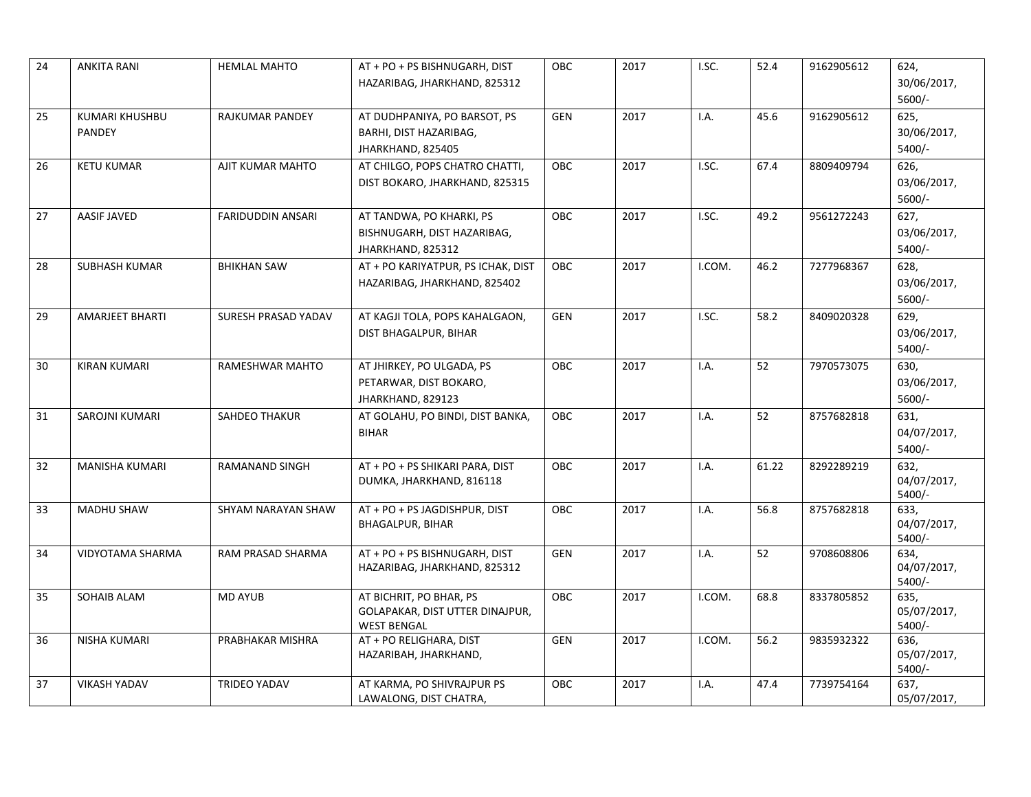| 24 | ANKITA RANI | HEMLAL MAHTO | AT + PO + PS BISHNUGARH, DIST HAZARIBAG, JHARKHAND, 825312 | OBC | 2017 | I.SC. | 52.4 | 9162905612 | 624, 30/06/2017, 5600/- |
|---|---|---|---|---|---|---|---|---|---|
| 25 | KUMARI KHUSHBU PANDEY | RAJKUMAR PANDEY | AT DUDHPANIYA, PO BARSOT, PS BARHI, DIST HAZARIBAG, JHARKHAND, 825405 | GEN | 2017 | I.A. | 45.6 | 9162905612 | 625, 30/06/2017, 5400/- |
| 26 | KETU KUMAR | AJIT KUMAR MAHTO | AT CHILGO, POPS CHATRO CHATTI, DIST BOKARO, JHARKHAND, 825315 | OBC | 2017 | I.SC. | 67.4 | 8809409794 | 626, 03/06/2017, 5600/- |
| 27 | AASIF JAVED | FARIDUDDIN ANSARI | AT TANDWA, PO KHARKI, PS BISHNUGARH, DIST HAZARIBAG, JHARKHAND, 825312 | OBC | 2017 | I.SC. | 49.2 | 9561272243 | 627, 03/06/2017, 5400/- |
| 28 | SUBHASH KUMAR | BHIKHAN SAW | AT + PO KARIYATPUR, PS ICHAK, DIST HAZARIBAG, JHARKHAND, 825402 | OBC | 2017 | I.COM. | 46.2 | 7277968367 | 628, 03/06/2017, 5600/- |
| 29 | AMARJEET BHARTI | SURESH PRASAD YADAV | AT KAGJI TOLA, POPS KAHALGAON, DIST BHAGALPUR, BIHAR | GEN | 2017 | I.SC. | 58.2 | 8409020328 | 629, 03/06/2017, 5400/- |
| 30 | KIRAN KUMARI | RAMESHWAR MAHTO | AT JHIRKEY, PO ULGADA, PS PETARWAR, DIST BOKARO, JHARKHAND, 829123 | OBC | 2017 | I.A. | 52 | 7970573075 | 630, 03/06/2017, 5600/- |
| 31 | SAROJNI KUMARI | SAHDEO THAKUR | AT GOLAHU, PO BINDI, DIST BANKA, BIHAR | OBC | 2017 | I.A. | 52 | 8757682818 | 631, 04/07/2017, 5400/- |
| 32 | MANISHA KUMARI | RAMANAND SINGH | AT + PO + PS SHIKARI PARA, DIST DUMKA, JHARKHAND, 816118 | OBC | 2017 | I.A. | 61.22 | 8292289219 | 632, 04/07/2017, 5400/- |
| 33 | MADHU SHAW | SHYAM NARAYAN SHAW | AT + PO + PS JAGDISHPUR, DIST BHAGALPUR, BIHAR | OBC | 2017 | I.A. | 56.8 | 8757682818 | 633, 04/07/2017, 5400/- |
| 34 | VIDYOTAMA SHARMA | RAM PRASAD SHARMA | AT + PO + PS BISHNUGARH, DIST HAZARIBAG, JHARKHAND, 825312 | GEN | 2017 | I.A. | 52 | 9708608806 | 634, 04/07/2017, 5400/- |
| 35 | SOHAIB ALAM | MD AYUB | AT BICHRIT, PO BHAR, PS GOLAPAKAR, DIST UTTER DINAJPUR, WEST BENGAL | OBC | 2017 | I.COM. | 68.8 | 8337805852 | 635, 05/07/2017, 5400/- |
| 36 | NISHA KUMARI | PRABHAKAR MISHRA | AT + PO RELIGHARA, DIST HAZARIBAH, JHARKHAND, | GEN | 2017 | I.COM. | 56.2 | 9835932322 | 636, 05/07/2017, 5400/- |
| 37 | VIKASH YADAV | TRIDEO YADAV | AT KARMA, PO SHIVRAJPUR PS LAWALONG, DIST CHATRA, | OBC | 2017 | I.A. | 47.4 | 7739754164 | 637, 05/07/2017, |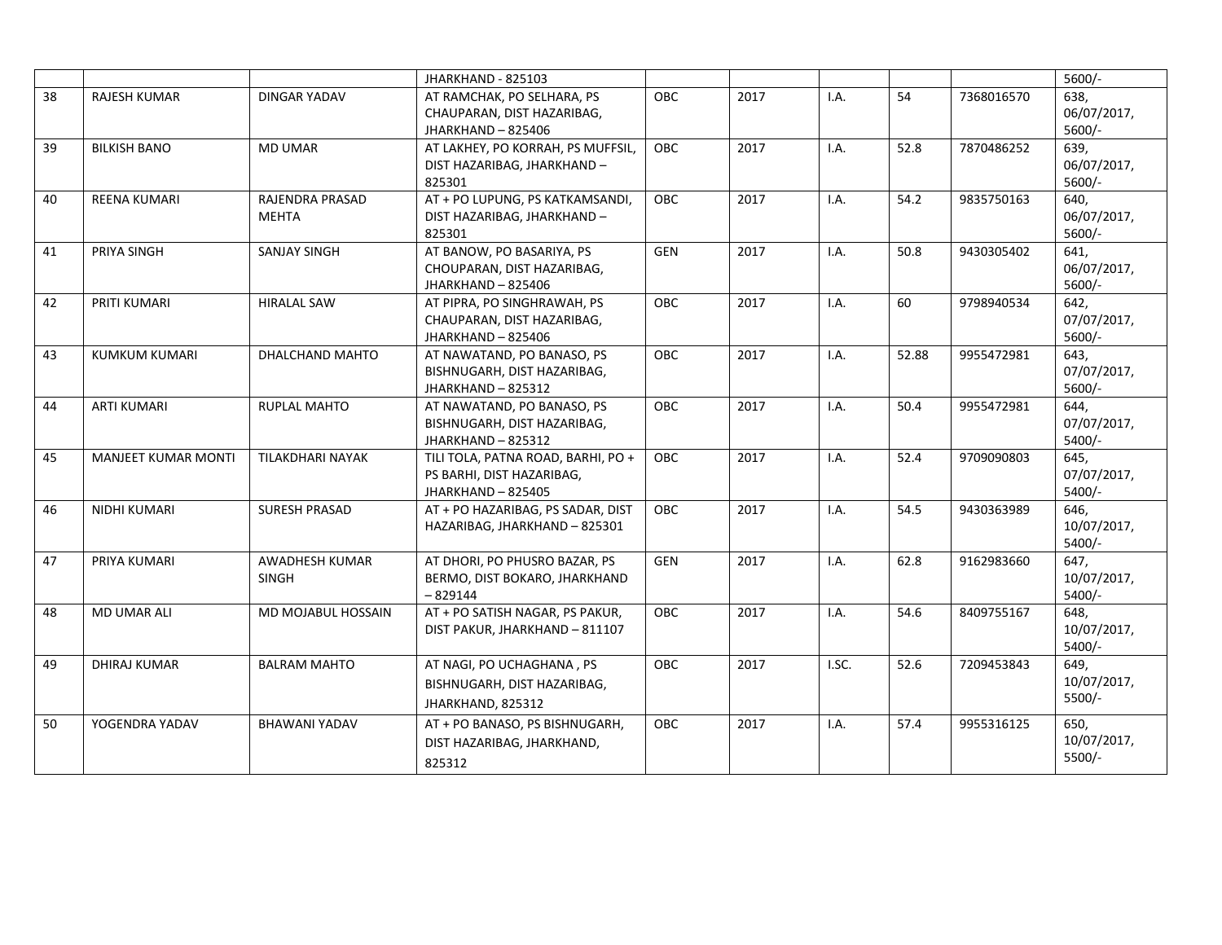| | | | | | | | | | |
|---|---|---|---|---|---|---|---|---|---|
| | | | JHARKHAND - 825103 | | | | | | 5600/- |
| 38 | RAJESH KUMAR | DINGAR YADAV | AT RAMCHAK, PO SELHARA, PS CHAUPARAN, DIST HAZARIBAG, JHARKHAND – 825406 | OBC | 2017 | I.A. | 54 | 7368016570 | 638, 06/07/2017, 5600/- |
| 39 | BILKISH BANO | MD UMAR | AT LAKHEY, PO KORRAH, PS MUFFSIL, DIST HAZARIBAG, JHARKHAND – 825301 | OBC | 2017 | I.A. | 52.8 | 7870486252 | 639, 06/07/2017, 5600/- |
| 40 | REENA KUMARI | RAJENDRA PRASAD MEHTA | AT + PO LUPUNG, PS KATKAMSANDI, DIST HAZARIBAG, JHARKHAND – 825301 | OBC | 2017 | I.A. | 54.2 | 9835750163 | 640, 06/07/2017, 5600/- |
| 41 | PRIYA SINGH | SANJAY SINGH | AT BANOW, PO BASARIYA, PS CHOUPARAN, DIST HAZARIBAG, JHARKHAND – 825406 | GEN | 2017 | I.A. | 50.8 | 9430305402 | 641, 06/07/2017, 5600/- |
| 42 | PRITI KUMARI | HIRALAL SAW | AT PIPRA, PO SINGHRAWAH, PS CHAUPARAN, DIST HAZARIBAG, JHARKHAND – 825406 | OBC | 2017 | I.A. | 60 | 9798940534 | 642, 07/07/2017, 5600/- |
| 43 | KUMKUM KUMARI | DHALCHAND MAHTO | AT NAWATAND, PO BANASO, PS BISHNUGARH, DIST HAZARIBAG, JHARKHAND – 825312 | OBC | 2017 | I.A. | 52.88 | 9955472981 | 643, 07/07/2017, 5600/- |
| 44 | ARTI KUMARI | RUPLAL MAHTO | AT NAWATAND, PO BANASO, PS BISHNUGARH, DIST HAZARIBAG, JHARKHAND – 825312 | OBC | 2017 | I.A. | 50.4 | 9955472981 | 644, 07/07/2017, 5400/- |
| 45 | MANJEET KUMAR MONTI | TILAKDHARI NAYAK | TILI TOLA, PATNA ROAD, BARHI, PO + PS BARHI, DIST HAZARIBAG, JHARKHAND – 825405 | OBC | 2017 | I.A. | 52.4 | 9709090803 | 645, 07/07/2017, 5400/- |
| 46 | NIDHI KUMARI | SURESH PRASAD | AT + PO HAZARIBAG, PS SADAR, DIST HAZARIBAG, JHARKHAND – 825301 | OBC | 2017 | I.A. | 54.5 | 9430363989 | 646, 10/07/2017, 5400/- |
| 47 | PRIYA KUMARI | AWADHESH KUMAR SINGH | AT DHORI, PO PHUSRO BAZAR, PS BERMO, DIST BOKARO, JHARKHAND – 829144 | GEN | 2017 | I.A. | 62.8 | 9162983660 | 647, 10/07/2017, 5400/- |
| 48 | MD UMAR ALI | MD MOJABUL HOSSAIN | AT + PO SATISH NAGAR, PS PAKUR, DIST PAKUR, JHARKHAND – 811107 | OBC | 2017 | I.A. | 54.6 | 8409755167 | 648, 10/07/2017, 5400/- |
| 49 | DHIRAJ KUMAR | BALRAM MAHTO | AT NAGI, PO UCHAGHANA , PS BISHNUGARH, DIST HAZARIBAG, JHARKHAND, 825312 | OBC | 2017 | I.SC. | 52.6 | 7209453843 | 649, 10/07/2017, 5500/- |
| 50 | YOGENDRA YADAV | BHAWANI YADAV | AT + PO BANASO, PS BISHNUGARH, DIST HAZARIBAG, JHARKHAND, 825312 | OBC | 2017 | I.A. | 57.4 | 9955316125 | 650, 10/07/2017, 5500/- |